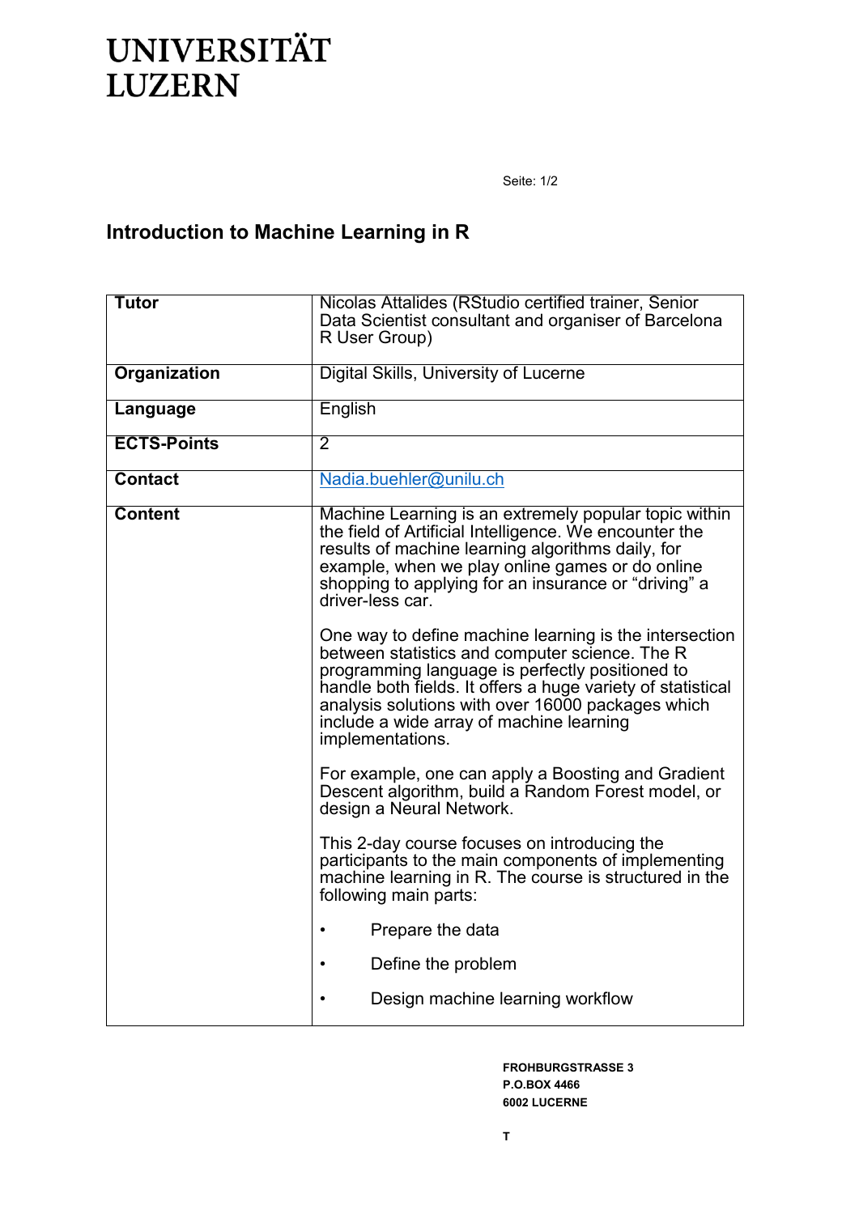UNIVERSITÄT
LUZERN

# Introduction to Machine Learning in R

| | |
|---|---|
| **Tutor** | Nicolas Attalides (RStudio certified trainer, Senior Data Scientist consultant and organiser of Barcelona R User Group) |
| **Organization** | Digital Skills, University of Lucerne |
| **Language** | English |
| **ECTS-Points** | 2 |
| **Contact** | [Nadia.buehler@unilu.ch](mailto:Nadia.buehler@unilu.ch) |
| **Content** | Machine Learning is an extremely popular topic within the field of Artificial Intelligence. We encounter the results of machine learning algorithms daily, for example, when we play online games or do online shopping to applying for an insurance or “driving” a driver-less car.<br><br>One way to define machine learning is the intersection between statistics and computer science. The R programming language is perfectly positioned to handle both fields. It offers a huge variety of statistical analysis solutions with over 16000 packages which include a wide array of machine learning implementations.<br><br>For example, one can apply a Boosting and Gradient Descent algorithm, build a Random Forest model, or design a Neural Network.<br><br>This 2-day course focuses on introducing the participants to the main components of implementing machine learning in R. The course is structured in the following main parts:<br><br>• Prepare the data<br><br>• Define the problem<br><br>• Design machine learning workflow |

**FROHBURGSTRASSE 3**
**P.O.BOX 4466**
**6002 LUCERNE**

**T**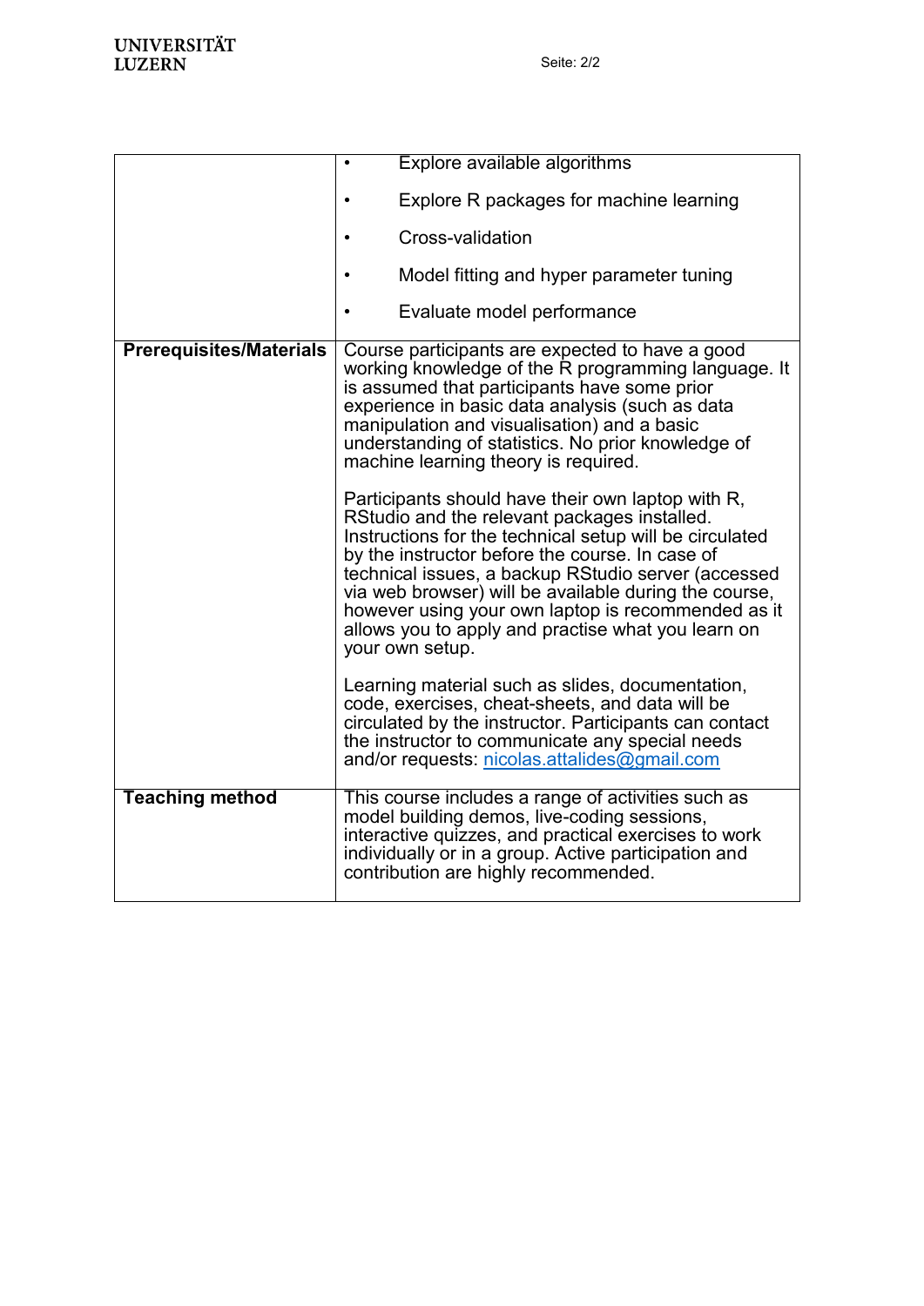| | |
|---|---|
| | • Explore available algorithms<br>• Explore R packages for machine learning<br>• Cross-validation<br>• Model fitting and hyper parameter tuning<br>• Evaluate model performance |
| **Prerequisites/Materials** | Course participants are expected to have a good working knowledge of the R programming language. It is assumed that participants have some prior experience in basic data analysis (such as data manipulation and visualisation) and a basic understanding of statistics. No prior knowledge of machine learning theory is required.<br><br>Participants should have their own laptop with R, RStudio and the relevant packages installed. Instructions for the technical setup will be circulated by the instructor before the course. In case of technical issues, a backup RStudio server (accessed via web browser) will be available during the course, however using your own laptop is recommended as it allows you to apply and practise what you learn on your own setup.<br><br>Learning material such as slides, documentation, code, exercises, cheat-sheets, and data will be circulated by the instructor. Participants can contact the instructor to communicate any special needs and/or requests: nicolas.attalides@gmail.com |
| **Teaching method** | This course includes a range of activities such as model building demos, live-coding sessions, interactive quizzes, and practical exercises to work individually or in a group. Active participation and contribution are highly recommended. |